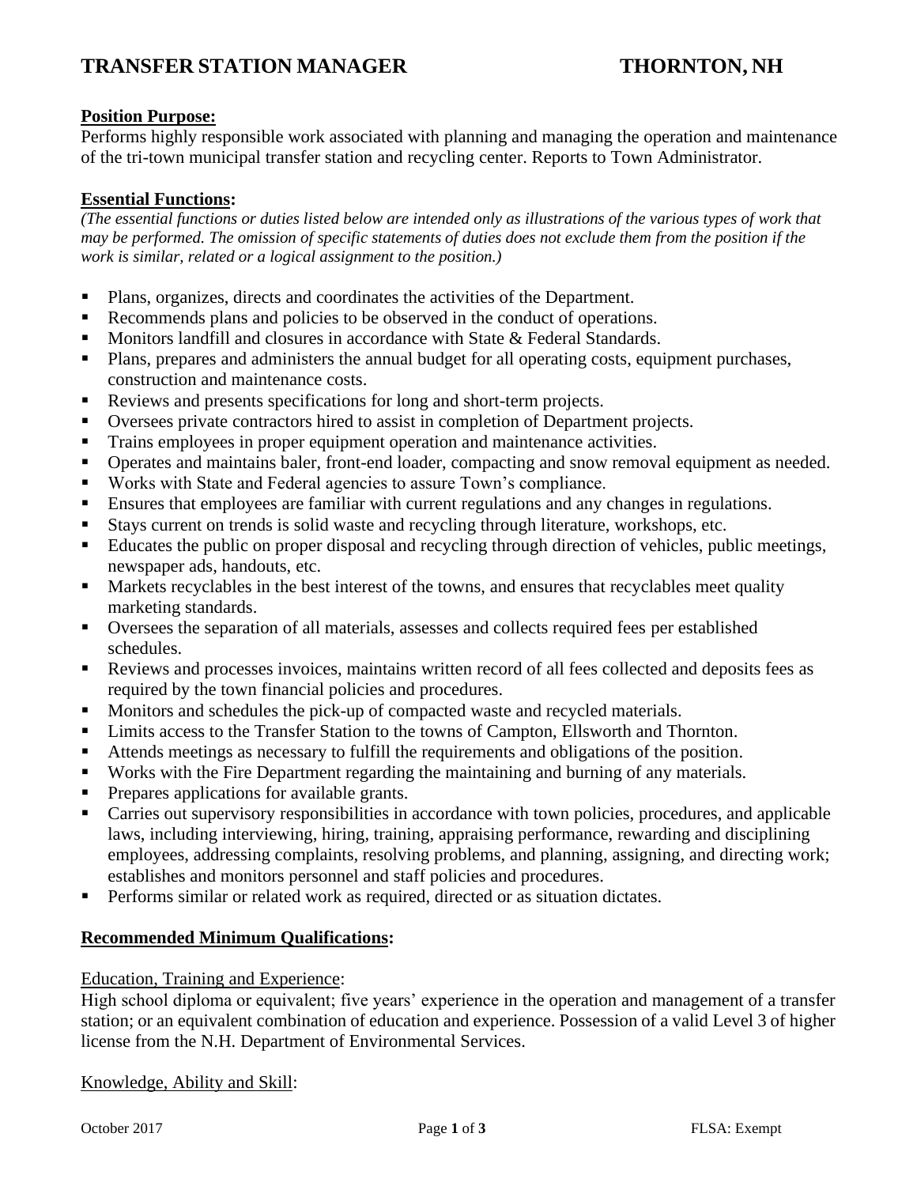# TRANSFER STATION MANAGER THORNTON, NH

**Position Purpose:**

Performs highly responsible work associated with planning and managing the operation and maintenance of the tri-town municipal transfer station and recycling center. Reports to Town Administrator.

**Essential Functions:**

*(The essential functions or duties listed below are intended only as illustrations of the various types of work that may be performed. The omission of specific statements of duties does not exclude them from the position if the work is similar, related or a logical assignment to the position.)*

- Plans, organizes, directs and coordinates the activities of the Department.
- Recommends plans and policies to be observed in the conduct of operations.
- Monitors landfill and closures in accordance with State & Federal Standards.
- Plans, prepares and administers the annual budget for all operating costs, equipment purchases, construction and maintenance costs.
- Reviews and presents specifications for long and short-term projects.
- Oversees private contractors hired to assist in completion of Department projects.
- Trains employees in proper equipment operation and maintenance activities.
- Operates and maintains baler, front-end loader, compacting and snow removal equipment as needed.
- Works with State and Federal agencies to assure Town's compliance.
- Ensures that employees are familiar with current regulations and any changes in regulations.
- Stays current on trends is solid waste and recycling through literature, workshops, etc.
- Educates the public on proper disposal and recycling through direction of vehicles, public meetings, newspaper ads, handouts, etc.
- Markets recyclables in the best interest of the towns, and ensures that recyclables meet quality marketing standards.
- Oversees the separation of all materials, assesses and collects required fees per established schedules.
- Reviews and processes invoices, maintains written record of all fees collected and deposits fees as required by the town financial policies and procedures.
- Monitors and schedules the pick-up of compacted waste and recycled materials.
- Limits access to the Transfer Station to the towns of Campton, Ellsworth and Thornton.
- Attends meetings as necessary to fulfill the requirements and obligations of the position.
- Works with the Fire Department regarding the maintaining and burning of any materials.
- Prepares applications for available grants.
- Carries out supervisory responsibilities in accordance with town policies, procedures, and applicable laws, including interviewing, hiring, training, appraising performance, rewarding and disciplining employees, addressing complaints, resolving problems, and planning, assigning, and directing work; establishes and monitors personnel and staff policies and procedures.
- Performs similar or related work as required, directed or as situation dictates.

**Recommended Minimum Qualifications:**

Education, Training and Experience:

High school diploma or equivalent; five years' experience in the operation and management of a transfer station; or an equivalent combination of education and experience. Possession of a valid Level 3 of higher license from the N.H. Department of Environmental Services.

Knowledge, Ability and Skill:

October 2017 FLSA: Exempt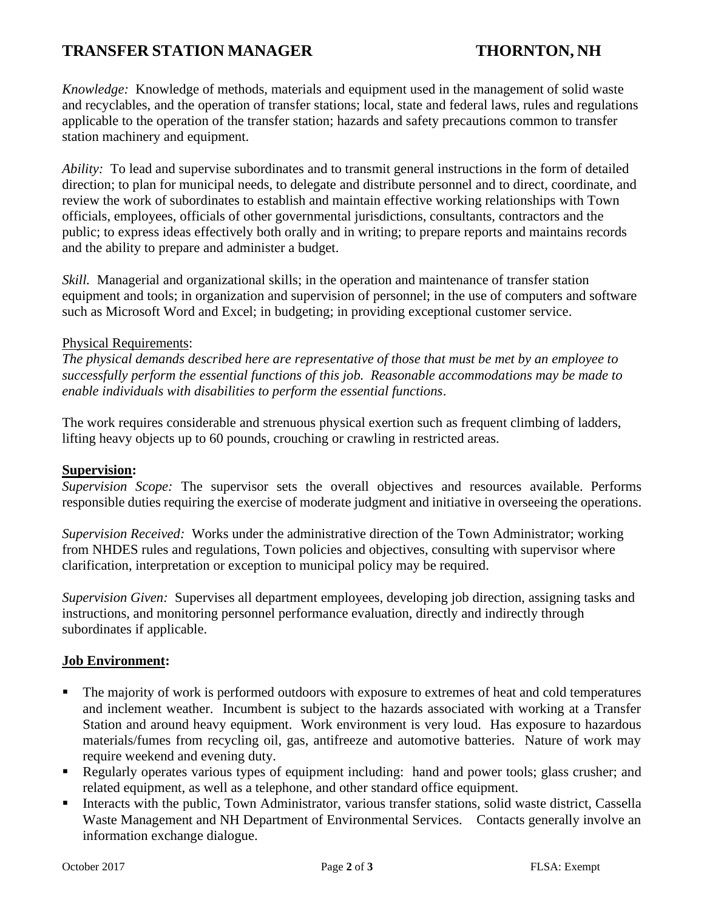*Knowledge:* Knowledge of methods, materials and equipment used in the management of solid waste and recyclables, and the operation of transfer stations; local, state and federal laws, rules and regulations applicable to the operation of the transfer station; hazards and safety precautions common to transfer station machinery and equipment.

*Ability:* To lead and supervise subordinates and to transmit general instructions in the form of detailed direction; to plan for municipal needs, to delegate and distribute personnel and to direct, coordinate, and review the work of subordinates to establish and maintain effective working relationships with Town officials, employees, officials of other governmental jurisdictions, consultants, contractors and the public; to express ideas effectively both orally and in writing; to prepare reports and maintains records and the ability to prepare and administer a budget.

*Skill.* Managerial and organizational skills; in the operation and maintenance of transfer station equipment and tools; in organization and supervision of personnel; in the use of computers and software such as Microsoft Word and Excel; in budgeting; in providing exceptional customer service.

Physical Requirements:

*The physical demands described here are representative of those that must be met by an employee to successfully perform the essential functions of this job. Reasonable accommodations may be made to enable individuals with disabilities to perform the essential functions*.

The work requires considerable and strenuous physical exertion such as frequent climbing of ladders, lifting heavy objects up to 60 pounds, crouching or crawling in restricted areas.

**Supervision:**

*Supervision Scope:* The supervisor sets the overall objectives and resources available. Performs responsible duties requiring the exercise of moderate judgment and initiative in overseeing the operations.

*Supervision Received:* Works under the administrative direction of the Town Administrator; working from NHDES rules and regulations, Town policies and objectives, consulting with supervisor where clarification, interpretation or exception to municipal policy may be required.

*Supervision Given:* Supervises all department employees, developing job direction, assigning tasks and instructions, and monitoring personnel performance evaluation, directly and indirectly through subordinates if applicable.

**Job Environment:**

- The majority of work is performed outdoors with exposure to extremes of heat and cold temperatures and inclement weather. Incumbent is subject to the hazards associated with working at a Transfer Station and around heavy equipment. Work environment is very loud. Has exposure to hazardous materials/fumes from recycling oil, gas, antifreeze and automotive batteries. Nature of work may require weekend and evening duty.
- Regularly operates various types of equipment including: hand and power tools; glass crusher; and related equipment, as well as a telephone, and other standard office equipment.
- Interacts with the public, Town Administrator, various transfer stations, solid waste district, Cassella Waste Management and NH Department of Environmental Services. Contacts generally involve an information exchange dialogue.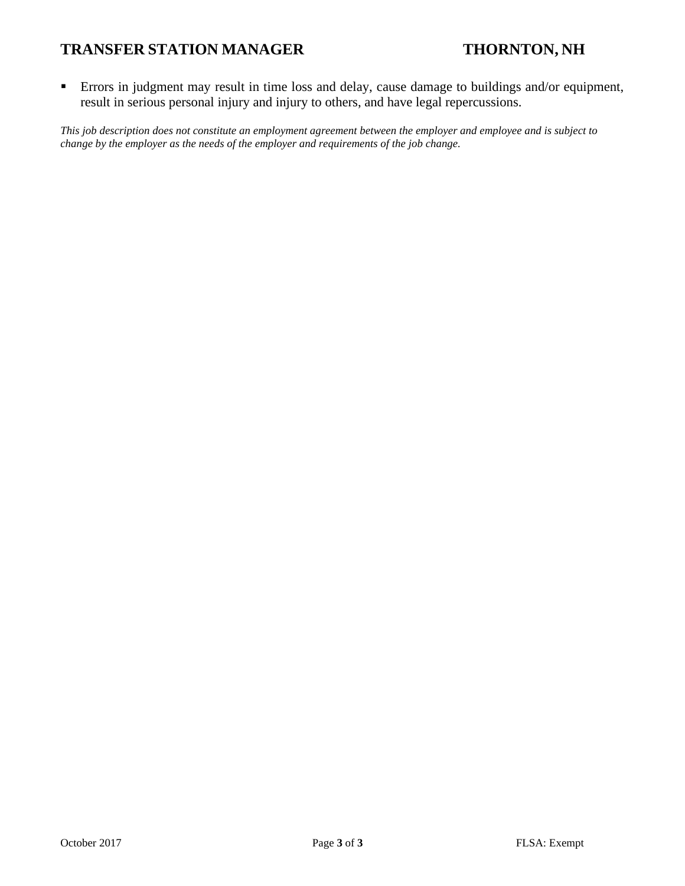- Errors in judgment may result in time loss and delay, cause damage to buildings and/or equipment, result in serious personal injury and injury to others, and have legal repercussions.

*This job description does not constitute an employment agreement between the employer and employee and is subject to change by the employer as the needs of the employer and requirements of the job change.*